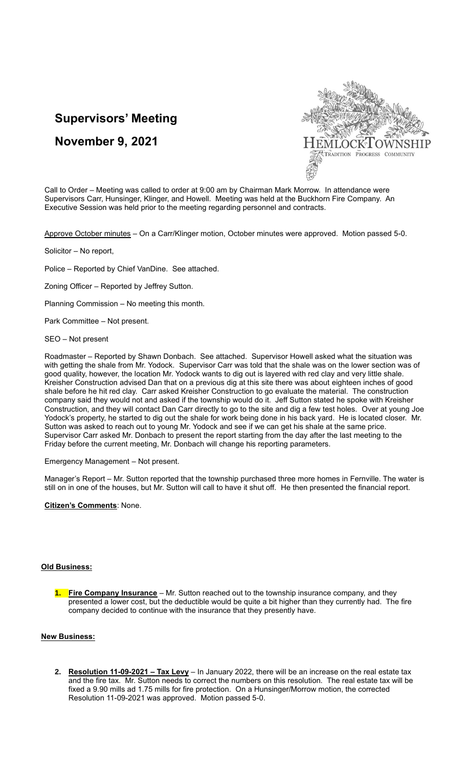# Supervisors' Meeting

## November 9, 2021

HEMLOCK TOWNSHIP
TRADITION PROGRESS COMMUNITY

Call to Order – Meeting was called to order at 9:00 am by Chairman Mark Morrow. In attendance were Supervisors Carr, Hunsinger, Klinger, and Howell. Meeting was held at the Buckhorn Fire Company. An Executive Session was held prior to the meeting regarding personnel and contracts.

Approve October minutes – On a Carr/Klinger motion, October minutes were approved. Motion passed 5-0.

Solicitor – No report,

Police – Reported by Chief VanDine. See attached.

Zoning Officer – Reported by Jeffrey Sutton.

Planning Commission – No meeting this month.

Park Committee – Not present.

SEO – Not present

Roadmaster – Reported by Shawn Donbach. See attached. Supervisor Howell asked what the situation was with getting the shale from Mr. Yodock. Supervisor Carr was told that the shale was on the lower section was of good quality, however, the location Mr. Yodock wants to dig out is layered with red clay and very little shale. Kreisher Construction advised Dan that on a previous dig at this site there was about eighteen inches of good shale before he hit red clay. Carr asked Kreisher Construction to go evaluate the material. The construction company said they would not and asked if the township would do it. Jeff Sutton stated he spoke with Kreisher Construction, and they will contact Dan Carr directly to go to the site and dig a few test holes. Over at young Joe Yodock's property, he started to dig out the shale for work being done in his back yard. He is located closer. Mr. Sutton was asked to reach out to young Mr. Yodock and see if we can get his shale at the same price. Supervisor Carr asked Mr. Donbach to present the report starting from the day after the last meeting to the Friday before the current meeting, Mr. Donbach will change his reporting parameters.

Emergency Management – Not present.

Manager's Report – Mr. Sutton reported that the township purchased three more homes in Fernville. The water is still on in one of the houses, but Mr. Sutton will call to have it shut off. He then presented the financial report.

**Citizen's Comments**: None.

**Old Business:**

1. **Fire Company Insurance** – Mr. Sutton reached out to the township insurance company, and they presented a lower cost, but the deductible would be quite a bit higher than they currently had. The fire company decided to continue with the insurance that they presently have.

**New Business:**

2. **Resolution 11-09-2021 – Tax Levy** – In January 2022, there will be an increase on the real estate tax and the fire tax. Mr. Sutton needs to correct the numbers on this resolution. The real estate tax will be fixed a 9.90 mills ad 1.75 mills for fire protection. On a Hunsinger/Morrow motion, the corrected Resolution 11-09-2021 was approved. Motion passed 5-0.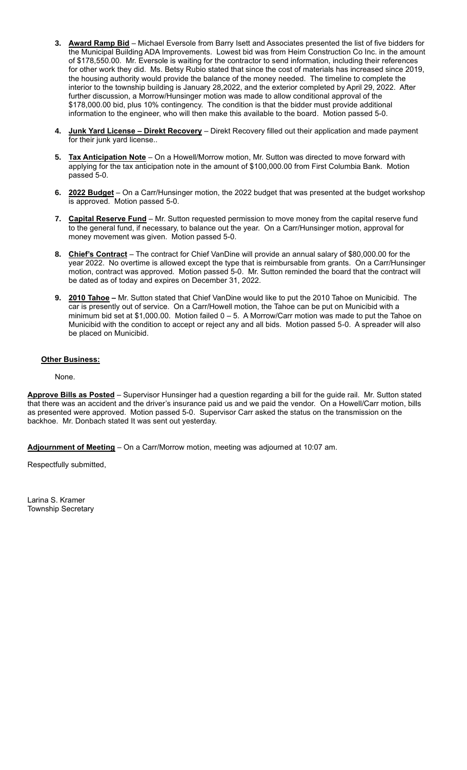3. **Award Ramp Bid** – Michael Eversole from Barry Isett and Associates presented the list of five bidders for the Municipal Building ADA Improvements. Lowest bid was from Heim Construction Co Inc. in the amount of $178,550.00. Mr. Eversole is waiting for the contractor to send information, including their references for other work they did. Ms. Betsy Rubio stated that since the cost of materials has increased since 2019, the housing authority would provide the balance of the money needed. The timeline to complete the interior to the township building is January 28,2022, and the exterior completed by April 29, 2022. After further discussion, a Morrow/Hunsinger motion was made to allow conditional approval of the $178,000.00 bid, plus 10% contingency. The condition is that the bidder must provide additional information to the engineer, who will then make this available to the board. Motion passed 5-0.

4. **Junk Yard License – Direkt Recovery** – Direkt Recovery filled out their application and made payment for their junk yard license..

5. **Tax Anticipation Note** – On a Howell/Morrow motion, Mr. Sutton was directed to move forward with applying for the tax anticipation note in the amount of $100,000.00 from First Columbia Bank. Motion passed 5-0.

6. **2022 Budget** – On a Carr/Hunsinger motion, the 2022 budget that was presented at the budget workshop is approved. Motion passed 5-0.

7. **Capital Reserve Fund** – Mr. Sutton requested permission to move money from the capital reserve fund to the general fund, if necessary, to balance out the year. On a Carr/Hunsinger motion, approval for money movement was given. Motion passed 5-0.

8. **Chief's Contract** – The contract for Chief VanDine will provide an annual salary of $80,000.00 for the year 2022. No overtime is allowed except the type that is reimbursable from grants. On a Carr/Hunsinger motion, contract was approved. Motion passed 5-0. Mr. Sutton reminded the board that the contract will be dated as of today and expires on December 31, 2022.

9. **2010 Tahoe –** Mr. Sutton stated that Chief VanDine would like to put the 2010 Tahoe on Municibid. The car is presently out of service. On a Carr/Howell motion, the Tahoe can be put on Municibid with a minimum bid set at $1,000.00. Motion failed 0 – 5. A Morrow/Carr motion was made to put the Tahoe on Municibid with the condition to accept or reject any and all bids. Motion passed 5-0. A spreader will also be placed on Municibid.

**Other Business:**

None.

**Approve Bills as Posted** – Supervisor Hunsinger had a question regarding a bill for the guide rail. Mr. Sutton stated that there was an accident and the driver's insurance paid us and we paid the vendor. On a Howell/Carr motion, bills as presented were approved. Motion passed 5-0. Supervisor Carr asked the status on the transmission on the backhoe. Mr. Donbach stated It was sent out yesterday.

**Adjournment of Meeting** – On a Carr/Morrow motion, meeting was adjourned at 10:07 am.

Respectfully submitted,

Larina S. Kramer
Township Secretary